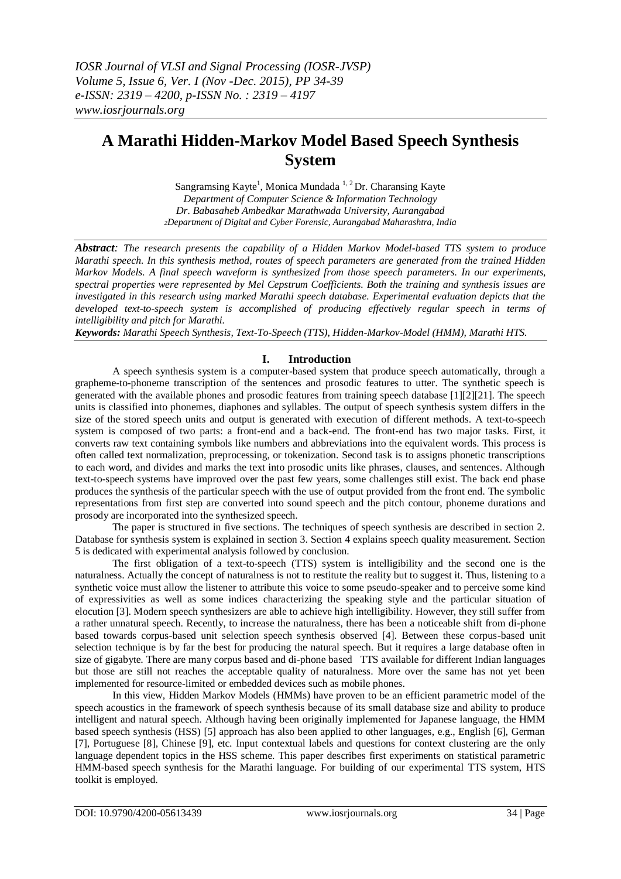# A Marathi Hidden-Markov Model Based Speech Synthesis System

Sangramsing Kayte[1], Monica Mundada [1, 2] Dr. Charansing Kayte

*Department of Computer Science & Information Technology*
*Dr. Babasaheb Ambedkar Marathwada University, Aurangabad*
*2Department of Digital and Cyber Forensic, Aurangabad Maharashtra, India*

***Abstract**: The research presents the capability of a Hidden Markov Model-based TTS system to produce Marathi speech. In this synthesis method, routes of speech parameters are generated from the trained Hidden Markov Models. A final speech waveform is synthesized from those speech parameters. In our experiments, spectral properties were represented by Mel Cepstrum Coefficients. Both the training and synthesis issues are investigated in this research using marked Marathi speech database. Experimental evaluation depicts that the developed text-to-speech system is accomplished of producing effectively regular speech in terms of intelligibility and pitch for Marathi.*

***Keywords:** Marathi Speech Synthesis, Text-To-Speech (TTS), Hidden-Markov-Model (HMM), Marathi HTS.*

## I. Introduction

A speech synthesis system is a computer-based system that produce speech automatically, through a grapheme-to-phoneme transcription of the sentences and prosodic features to utter. The synthetic speech is generated with the available phones and prosodic features from training speech database [1][2][21]. The speech units is classified into phonemes, diaphones and syllables. The output of speech synthesis system differs in the size of the stored speech units and output is generated with execution of different methods. A text-to-speech system is composed of two parts: a front-end and a back-end. The front-end has two major tasks. First, it converts raw text containing symbols like numbers and abbreviations into the equivalent words. This process is often called text normalization, preprocessing, or tokenization. Second task is to assigns phonetic transcriptions to each word, and divides and marks the text into prosodic units like phrases, clauses, and sentences. Although text-to-speech systems have improved over the past few years, some challenges still exist. The back end phase produces the synthesis of the particular speech with the use of output provided from the front end. The symbolic representations from first step are converted into sound speech and the pitch contour, phoneme durations and prosody are incorporated into the synthesized speech.

The paper is structured in five sections. The techniques of speech synthesis are described in section 2. Database for synthesis system is explained in section 3. Section 4 explains speech quality measurement. Section 5 is dedicated with experimental analysis followed by conclusion.

The first obligation of a text-to-speech (TTS) system is intelligibility and the second one is the naturalness. Actually the concept of naturalness is not to restitute the reality but to suggest it. Thus, listening to a synthetic voice must allow the listener to attribute this voice to some pseudo-speaker and to perceive some kind of expressivities as well as some indices characterizing the speaking style and the particular situation of elocution [3]. Modern speech synthesizers are able to achieve high intelligibility. However, they still suffer from a rather unnatural speech. Recently, to increase the naturalness, there has been a noticeable shift from di-phone based towards corpus-based unit selection speech synthesis observed [4]. Between these corpus-based unit selection technique is by far the best for producing the natural speech. But it requires a large database often in size of gigabyte. There are many corpus based and di-phone based TTS available for different Indian languages but those are still not reaches the acceptable quality of naturalness. More over the same has not yet been implemented for resource-limited or embedded devices such as mobile phones.

In this view, Hidden Markov Models (HMMs) have proven to be an efficient parametric model of the speech acoustics in the framework of speech synthesis because of its small database size and ability to produce intelligent and natural speech. Although having been originally implemented for Japanese language, the HMM based speech synthesis (HSS) [5] approach has also been applied to other languages, e.g., English [6], German [7], Portuguese [8], Chinese [9], etc. Input contextual labels and questions for context clustering are the only language dependent topics in the HSS scheme. This paper describes first experiments on statistical parametric HMM-based speech synthesis for the Marathi language. For building of our experimental TTS system, HTS toolkit is employed.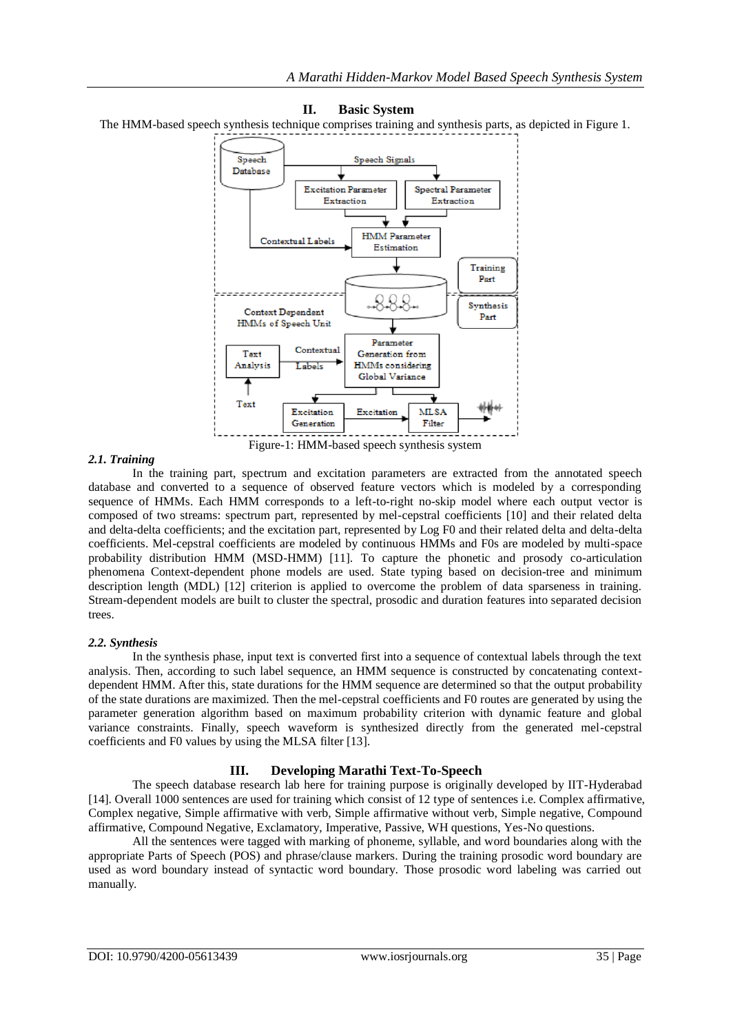## II. Basic System

The HMM-based speech synthesis technique comprises training and synthesis parts, as depicted in Figure 1.

Figure-1: HMM-based speech synthesis system

### 2.1. Training

In the training part, spectrum and excitation parameters are extracted from the annotated speech database and converted to a sequence of observed feature vectors which is modeled by a corresponding sequence of HMMs. Each HMM corresponds to a left-to-right no-skip model where each output vector is composed of two streams: spectrum part, represented by mel-cepstral coefficients [10] and their related delta and delta-delta coefficients; and the excitation part, represented by Log F0 and their related delta and delta-delta coefficients. Mel-cepstral coefficients are modeled by continuous HMMs and F0s are modeled by multi-space probability distribution HMM (MSD-HMM) [11]. To capture the phonetic and prosody co-articulation phenomena Context-dependent phone models are used. State typing based on decision-tree and minimum description length (MDL) [12] criterion is applied to overcome the problem of data sparseness in training. Stream-dependent models are built to cluster the spectral, prosodic and duration features into separated decision trees.

### 2.2. Synthesis

In the synthesis phase, input text is converted first into a sequence of contextual labels through the text analysis. Then, according to such label sequence, an HMM sequence is constructed by concatenating context-dependent HMM. After this, state durations for the HMM sequence are determined so that the output probability of the state durations are maximized. Then the mel-cepstral coefficients and F0 routes are generated by using the parameter generation algorithm based on maximum probability criterion with dynamic feature and global variance constraints. Finally, speech waveform is synthesized directly from the generated mel-cepstral coefficients and F0 values by using the MLSA filter [13].

## III. Developing Marathi Text-To-Speech

The speech database research lab here for training purpose is originally developed by IIT-Hyderabad [14]. Overall 1000 sentences are used for training which consist of 12 type of sentences i.e. Complex affirmative, Complex negative, Simple affirmative with verb, Simple affirmative without verb, Simple negative, Compound affirmative, Compound Negative, Exclamatory, Imperative, Passive, WH questions, Yes-No questions.

All the sentences were tagged with marking of phoneme, syllable, and word boundaries along with the appropriate Parts of Speech (POS) and phrase/clause markers. During the training prosodic word boundary are used as word boundary instead of syntactic word boundary. Those prosodic word labeling was carried out manually.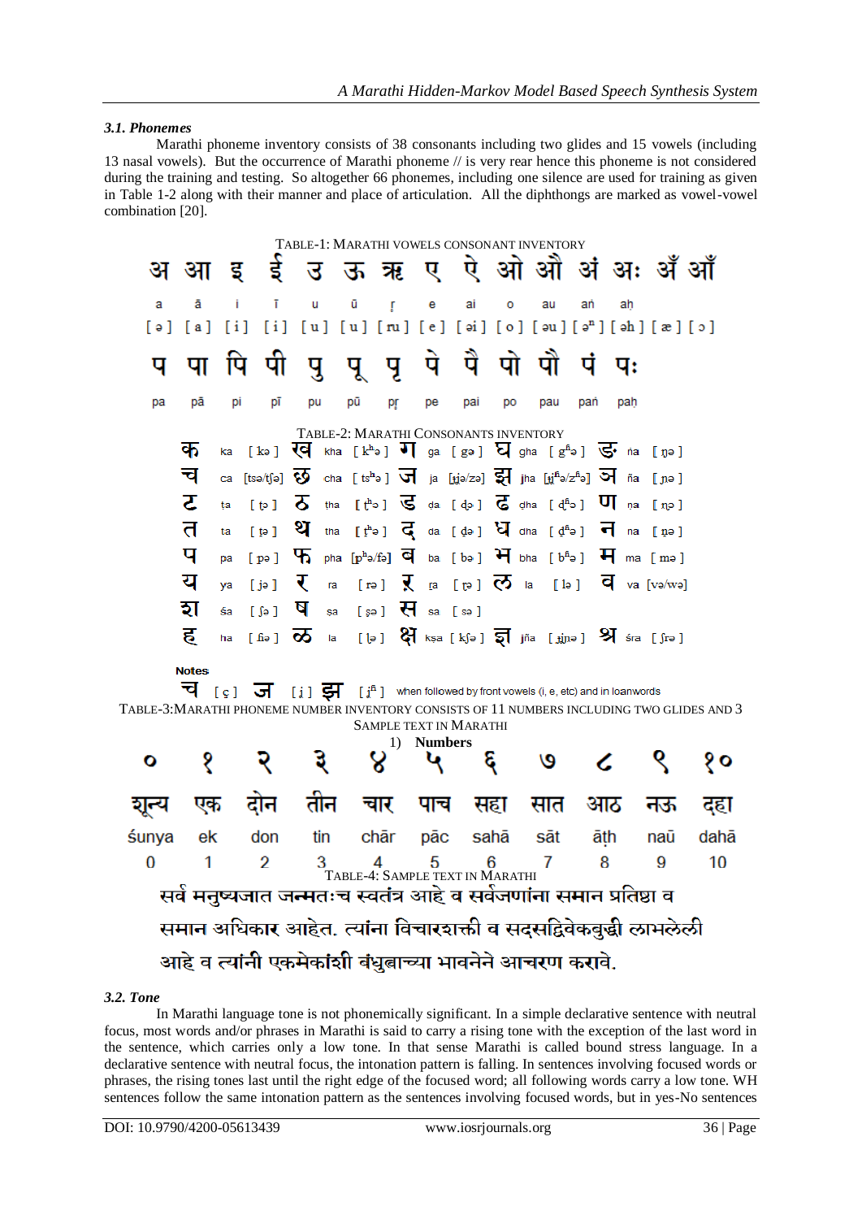### 3.1. Phonemes

Marathi phoneme inventory consists of 38 consonants including two glides and 15 vowels (including 13 nasal vowels). But the occurrence of Marathi phoneme // is very rear hence this phoneme is not considered during the training and testing. So altogether 66 phonemes, including one silence are used for training as given in Table 1-2 along with their manner and place of articulation. All the diphthongs are marked as vowel-vowel combination [20].

TABLE-1: MARATHI VOWELS CONSONANT INVENTORY

| अ | आ | इ | ई | उ | ऊ | ऋ | ए | ऐ | ओ | औ | अं | अः | अँ | ऑ |
|---|---|---|---|---|---|---|---|---|---|---|---|---|---|---|
| a | ā | i | ī | u | ū | ṛ | e | ai | o | au | aṅ | aḥ | | |
| [ ə ] | [ a ] | [ i ] | [ i ] | [ u ] | [ u ] | [ ru ] | [ e ] | [ əi ] | [ o ] | [ əu ] | [ ə̃ ] | [ əh ] | [ æ ] | [ ɔ ] |
| प | पा | पि | पी | पु | पू | पृ | पे | पै | पो | पौ | पं | पः | | |
| pa | pā | pi | pī | pu | pū | pṛ | pe | pai | po | pau | paṅ | paḥ | | |

TABLE-2: MARATHI CONSONANTS INVENTORY

| | | | | | | | | | | | | | | |
|---|---|---|---|---|---|---|---|---|---|---|---|---|---|---|
| क | ka | [ kə ] | ख | kha | [ kʰə ] | ग | ga | [ gə ] | घ | gha | [ gʱə ] | ङ | ṅa | [ ŋə ] |
| च | ca | [tsə/tʃə] | छ | cha | [ tsʰə ] | ज | ja | [dʒə/zə] | झ | jha | [dʒʱə/zʱə] | ञ | ña | [ ɲə ] |
| ट | ṭa | [ ʈə ] | ठ | ṭha | [ ʈʰə ] | ड | ḍa | [ ɖə ] | ढ | ḍha | [ ɖʱə ] | ण | ṇa | [ ɳə ] |
| त | ta | [ t̪ə ] | थ | tha | [ t̪ʰə ] | द | da | [ d̪ə ] | ध | dha | [ d̪ʱə ] | न | na | [ n̪ə ] |
| प | pa | [ pə ] | फ | pha | [pʰə/fə] | ब | ba | [ bə ] | भ | bha | [ bʱə ] | म | ma | [ mə ] |
| य | ya | [ jə ] | र | ra | [ rə ] | ऱ | ṛa | [ ɽə ] | ल | la | [ lə ] | व | va | [və/wə] |
| श | śa | [ ʃə ] | ष | ṣa | [ ʂə ] | स | sa | [ sə ] | | | | | | |
| ह | ha | [ ɦə ] | ळ | ḷa | [ ɭə ] | क्ष | kṣa | [ kʃə ] | ज्ञ | jña | [ dʒɲə ] | श्र | śra | [ ʃrə ] |

Notes
च [ ç ] ज [ ʝ ] झ [ ʝʱ ] when followed by front vowels (i, e, etc) and in loanwords

TABLE-3: MARATHI PHONEME NUMBER INVENTORY CONSISTS OF 11 NUMBERS INCLUDING TWO GLIDES AND 3 SAMPLE TEXT IN MARATHI

1) **Numbers**

| ० | १ | २ | ३ | ४ | ५ | ६ | ७ | ८ | ९ | १० |
|---|---|---|---|---|---|---|---|---|---|---|
| शून्य | एक | दोन | तीन | चार | पाच | सहा | सात | आठ | नऊ | दहा |
| śunya | ek | don | tin | chār | pāc | sahā | sāt | āṭh | naū | dahā |
| 0 | 1 | 2 | 3 | 4 | 5 | 6 | 7 | 8 | 9 | 10 |

TABLE-4: SAMPLE TEXT IN MARATHI

सर्व मनुष्यजात जन्मतःच स्वतंत्र आहे व सर्वजणांना समान प्रतिष्ठा व समान अधिकार आहेत. त्यांना विचारशक्ती व सदसद्विवेकबुद्धी लाभलेली आहे व त्यांनी एकमेकांशी बंधुत्वाच्या भावनेने आचरण करावे.

### 3.2. Tone

In Marathi language tone is not phonemically significant. In a simple declarative sentence with neutral focus, most words and/or phrases in Marathi is said to carry a rising tone with the exception of the last word in the sentence, which carries only a low tone. In that sense Marathi is called bound stress language. In a declarative sentence with neutral focus, the intonation pattern is falling. In sentences involving focused words or phrases, the rising tones last until the right edge of the focused word; all following words carry a low tone. WH sentences follow the same intonation pattern as the sentences involving focused words, but in yes-No sentences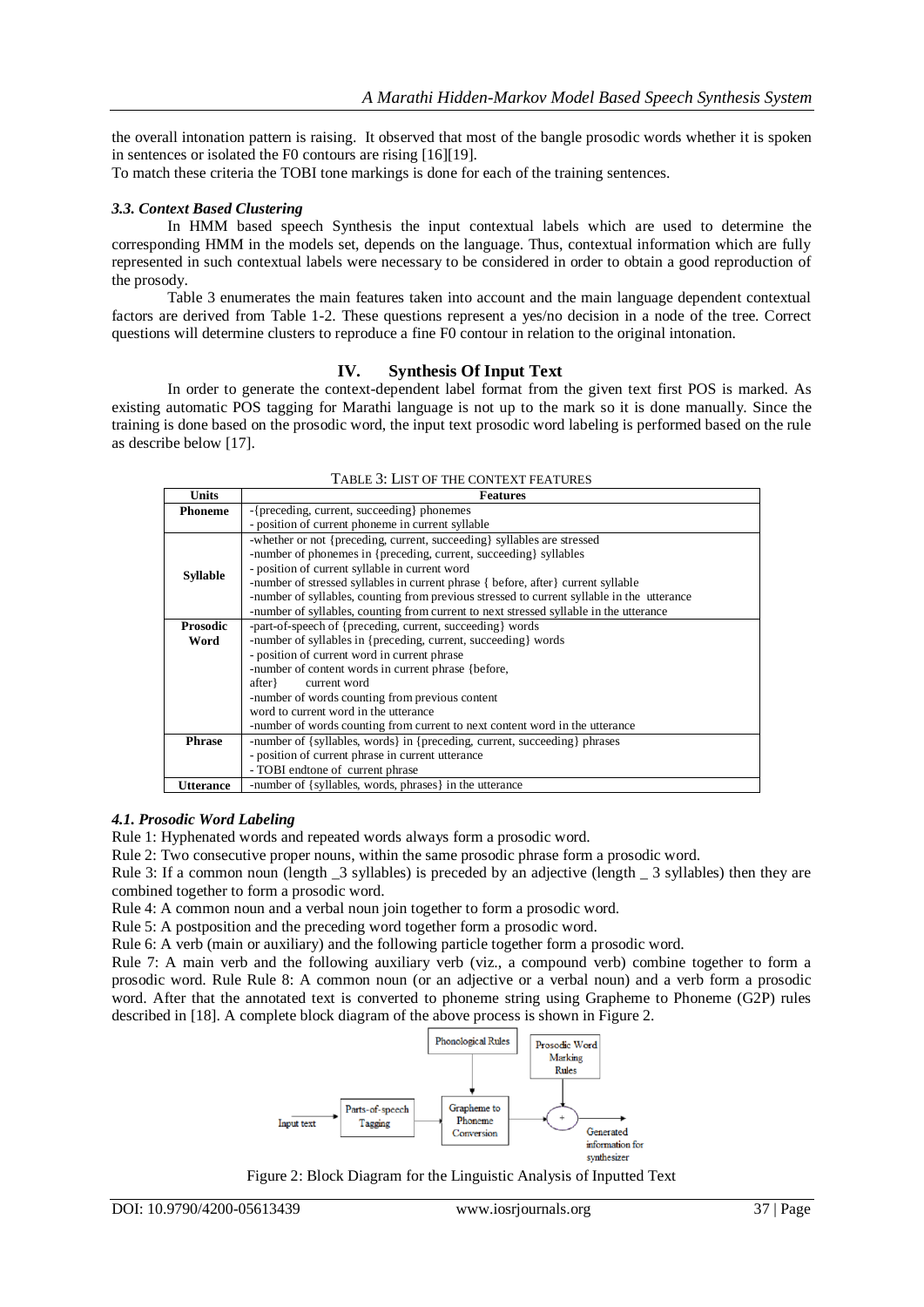the overall intonation pattern is raising. It observed that most of the bangle prosodic words whether it is spoken in sentences or isolated the F0 contours are rising [16][19].

To match these criteria the TOBI tone markings is done for each of the training sentences.

### *3.3. Context Based Clustering*

In HMM based speech Synthesis the input contextual labels which are used to determine the corresponding HMM in the models set, depends on the language. Thus, contextual information which are fully represented in such contextual labels were necessary to be considered in order to obtain a good reproduction of the prosody.

Table 3 enumerates the main features taken into account and the main language dependent contextual factors are derived from Table 1-2. These questions represent a yes/no decision in a node of the tree. Correct questions will determine clusters to reproduce a fine F0 contour in relation to the original intonation.

## IV. Synthesis Of Input Text

In order to generate the context-dependent label format from the given text first POS is marked. As existing automatic POS tagging for Marathi language is not up to the mark so it is done manually. Since the training is done based on the prosodic word, the input text prosodic word labeling is performed based on the rule as describe below [17].

TABLE 3: LIST OF THE CONTEXT FEATURES

| Units | Features |
|---|---|
| **Phoneme** | -{preceding, current, succeeding} phonemes<br>- position of current phoneme in current syllable |
| **Syllable** | -whether or not {preceding, current, succeeding} syllables are stressed<br>-number of phonemes in {preceding, current, succeeding} syllables<br>- position of current syllable in current word<br>-number of stressed syllables in current phrase { before, after} current syllable<br>-number of syllables, counting from previous stressed to current syllable in the utterance<br>-number of syllables, counting from current to next stressed syllable in the utterance |
| **Prosodic Word** | -part-of-speech of {preceding, current, succeeding} words<br>-number of syllables in {preceding, current, succeeding} words<br>- position of current word in current phrase<br>-number of content words in current phrase {before, after} current word<br>-number of words counting from previous content word to current word in the utterance<br>-number of words counting from current to next content word in the utterance |
| **Phrase** | -number of {syllables, words} in {preceding, current, succeeding} phrases<br>- position of current phrase in current utterance<br>- TOBI endtone of current phrase |
| **Utterance** | -number of {syllables, words, phrases} in the utterance |

### *4.1. Prosodic Word Labeling*

Rule 1: Hyphenated words and repeated words always form a prosodic word.

Rule 2: Two consecutive proper nouns, within the same prosodic phrase form a prosodic word.

Rule 3: If a common noun (length _3 syllables) is preceded by an adjective (length _ 3 syllables) then they are combined together to form a prosodic word.

Rule 4: A common noun and a verbal noun join together to form a prosodic word.

Rule 5: A postposition and the preceding word together form a prosodic word.

Rule 6: A verb (main or auxiliary) and the following particle together form a prosodic word.

Rule 7: A main verb and the following auxiliary verb (viz., a compound verb) combine together to form a prosodic word. Rule Rule 8: A common noun (or an adjective or a verbal noun) and a verb form a prosodic word. After that the annotated text is converted to phoneme string using Grapheme to Phoneme (G2P) rules described in [18]. A complete block diagram of the above process is shown in Figure 2.

Figure 2: Block Diagram for the Linguistic Analysis of Inputted Text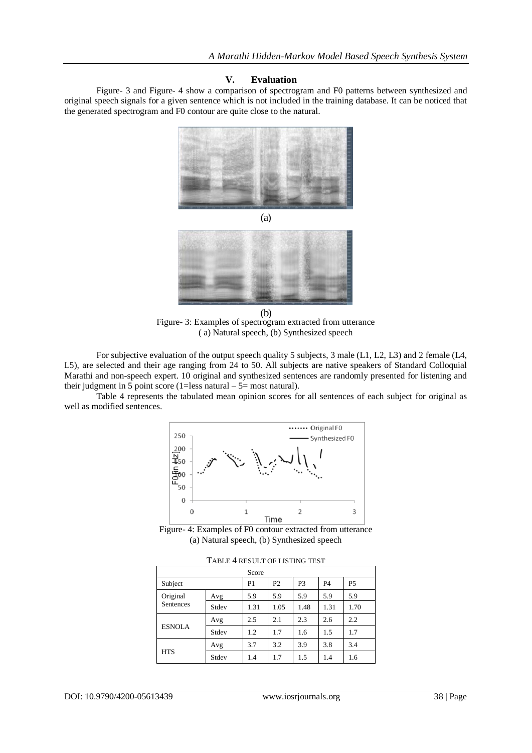## V. Evaluation

Figure- 3 and Figure- 4 show a comparison of spectrogram and F0 patterns between synthesized and original speech signals for a given sentence which is not included in the training database. It can be noticed that the generated spectrogram and F0 contour are quite close to the natural.

(a)

(b)

Figure- 3: Examples of spectrogram extracted from utterance
( a) Natural speech, (b) Synthesized speech

For subjective evaluation of the output speech quality 5 subjects, 3 male (L1, L2, L3) and 2 female (L4, L5), are selected and their age ranging from 24 to 50. All subjects are native speakers of Standard Colloquial Marathi and non-speech expert. 10 original and synthesized sentences are randomly presented for listening and their judgment in 5 point score (1=less natural – 5= most natural).

Table 4 represents the tabulated mean opinion scores for all sentences of each subject for original as well as modified sentences.

Figure- 4: Examples of F0 contour extracted from utterance
(a) Natural speech, (b) Synthesized speech

TABLE 4 RESULT OF LISTING TEST

| Score | | | | | | |
|---|---|---|---|---|---|---|
| Subject | | P1 | P2 | P3 | P4 | P5 |
| Original Sentences | Avg | 5.9 | 5.9 | 5.9 | 5.9 | 5.9 |
| | Stdev | 1.31 | 1.05 | 1.48 | 1.31 | 1.70 |
| ESNOLA | Avg | 2.5 | 2.1 | 2.3 | 2.6 | 2.2 |
| | Stdev | 1.2 | 1.7 | 1.6 | 1.5 | 1.7 |
| HTS | Avg | 3.7 | 3.2 | 3.9 | 3.8 | 3.4 |
| | Stdev | 1.4 | 1.7 | 1.5 | 1.4 | 1.6 |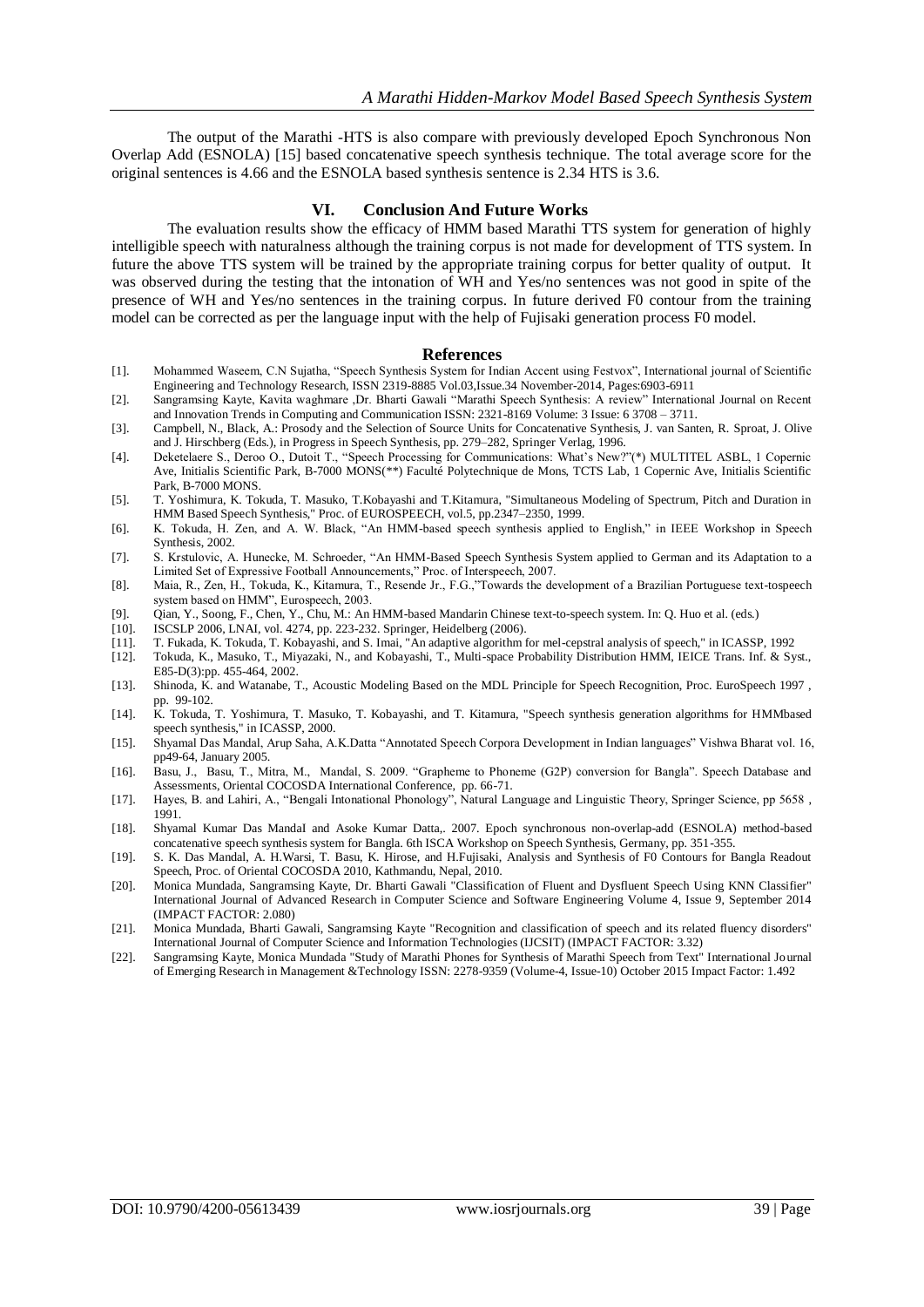The output of the Marathi -HTS is also compare with previously developed Epoch Synchronous Non Overlap Add (ESNOLA) [15] based concatenative speech synthesis technique. The total average score for the original sentences is 4.66 and the ESNOLA based synthesis sentence is 2.34 HTS is 3.6.

## VI. Conclusion And Future Works

The evaluation results show the efficacy of HMM based Marathi TTS system for generation of highly intelligible speech with naturalness although the training corpus is not made for development of TTS system. In future the above TTS system will be trained by the appropriate training corpus for better quality of output. It was observed during the testing that the intonation of WH and Yes/no sentences was not good in spite of the presence of WH and Yes/no sentences in the training corpus. In future derived F0 contour from the training model can be corrected as per the language input with the help of Fujisaki generation process F0 model.

## References

[1]. Mohammed Waseem, C.N Sujatha, "Speech Synthesis System for Indian Accent using Festvox", International journal of Scientific Engineering and Technology Research, ISSN 2319-8885 Vol.03,Issue.34 November-2014, Pages:6903-6911

[2]. Sangramsing Kayte, Kavita waghmare ,Dr. Bharti Gawali "Marathi Speech Synthesis: A review" International Journal on Recent and Innovation Trends in Computing and Communication ISSN: 2321-8169 Volume: 3 Issue: 6 3708 – 3711.

[3]. Campbell, N., Black, A.: Prosody and the Selection of Source Units for Concatenative Synthesis, J. van Santen, R. Sproat, J. Olive and J. Hirschberg (Eds.), in Progress in Speech Synthesis, pp. 279–282, Springer Verlag, 1996.

[4]. Deketelaere S., Deroo O., Dutoit T., "Speech Processing for Communications: What's New?"(*) MULTITEL ASBL, 1 Copernic Ave, Initialis Scientific Park, B-7000 MONS(**) Faculté Polytechnique de Mons, TCTS Lab, 1 Copernic Ave, Initialis Scientific Park, B-7000 MONS.

[5]. T. Yoshimura, K. Tokuda, T. Masuko, T.Kobayashi and T.Kitamura, "Simultaneous Modeling of Spectrum, Pitch and Duration in HMM Based Speech Synthesis," Proc. of EUROSPEECH, vol.5, pp.2347–2350, 1999.

[6]. K. Tokuda, H. Zen, and A. W. Black, "An HMM-based speech synthesis applied to English," in IEEE Workshop in Speech Synthesis, 2002.

[7]. S. Krstulovic, A. Hunecke, M. Schroeder, "An HMM-Based Speech Synthesis System applied to German and its Adaptation to a Limited Set of Expressive Football Announcements," Proc. of Interspeech, 2007.

[8]. Maia, R., Zen, H., Tokuda, K., Kitamura, T., Resende Jr., F.G.,"Towards the development of a Brazilian Portuguese text-tospeech system based on HMM", Eurospeech, 2003.

[9]. Qian, Y., Soong, F., Chen, Y., Chu, M.: An HMM-based Mandarin Chinese text-to-speech system. In: Q. Huo et al. (eds.)

[10]. ISCSLP 2006, LNAI, vol. 4274, pp. 223-232. Springer, Heidelberg (2006).

[11]. T. Fukada, K. Tokuda, T. Kobayashi, and S. Imai, "An adaptive algorithm for mel-cepstral analysis of speech," in ICASSP, 1992

[12]. Tokuda, K., Masuko, T., Miyazaki, N., and Kobayashi, T., Multi-space Probability Distribution HMM, IEICE Trans. Inf. & Syst., E85-D(3):pp. 455-464, 2002.

[13]. Shinoda, K. and Watanabe, T., Acoustic Modeling Based on the MDL Principle for Speech Recognition, Proc. EuroSpeech 1997 , pp. 99-102.

[14]. K. Tokuda, T. Yoshimura, T. Masuko, T. Kobayashi, and T. Kitamura, "Speech synthesis generation algorithms for HMMbased speech synthesis," in ICASSP, 2000.

[15]. Shyamal Das Mandal, Arup Saha, A.K.Datta "Annotated Speech Corpora Development in Indian languages" Vishwa Bharat vol. 16, pp49-64, January 2005.

[16]. Basu, J., Basu, T., Mitra, M., Mandal, S. 2009. "Grapheme to Phoneme (G2P) conversion for Bangla". Speech Database and Assessments, Oriental COCOSDA International Conference, pp. 66-71.

[17]. Hayes, B. and Lahiri, A., "Bengali Intonational Phonology", Natural Language and Linguistic Theory, Springer Science, pp 5658 , 1991.

[18]. Shyamal Kumar Das MandaI and Asoke Kumar Datta,. 2007. Epoch synchronous non-overlap-add (ESNOLA) method-based concatenative speech synthesis system for Bangla. 6th ISCA Workshop on Speech Synthesis, Germany, pp. 351-355.

[19]. S. K. Das Mandal, A. H.Warsi, T. Basu, K. Hirose, and H.Fujisaki, Analysis and Synthesis of F0 Contours for Bangla Readout Speech, Proc. of Oriental COCOSDA 2010, Kathmandu, Nepal, 2010.

[20]. Monica Mundada, Sangramsing Kayte, Dr. Bharti Gawali "Classification of Fluent and Dysfluent Speech Using KNN Classifier" International Journal of Advanced Research in Computer Science and Software Engineering Volume 4, Issue 9, September 2014 (IMPACT FACTOR: 2.080)

[21]. Monica Mundada, Bharti Gawali, Sangramsing Kayte "Recognition and classification of speech and its related fluency disorders" International Journal of Computer Science and Information Technologies (IJCSIT) (IMPACT FACTOR: 3.32)

[22]. Sangramsing Kayte, Monica Mundada "Study of Marathi Phones for Synthesis of Marathi Speech from Text" International Journal of Emerging Research in Management &Technology ISSN: 2278-9359 (Volume-4, Issue-10) October 2015 Impact Factor: 1.492